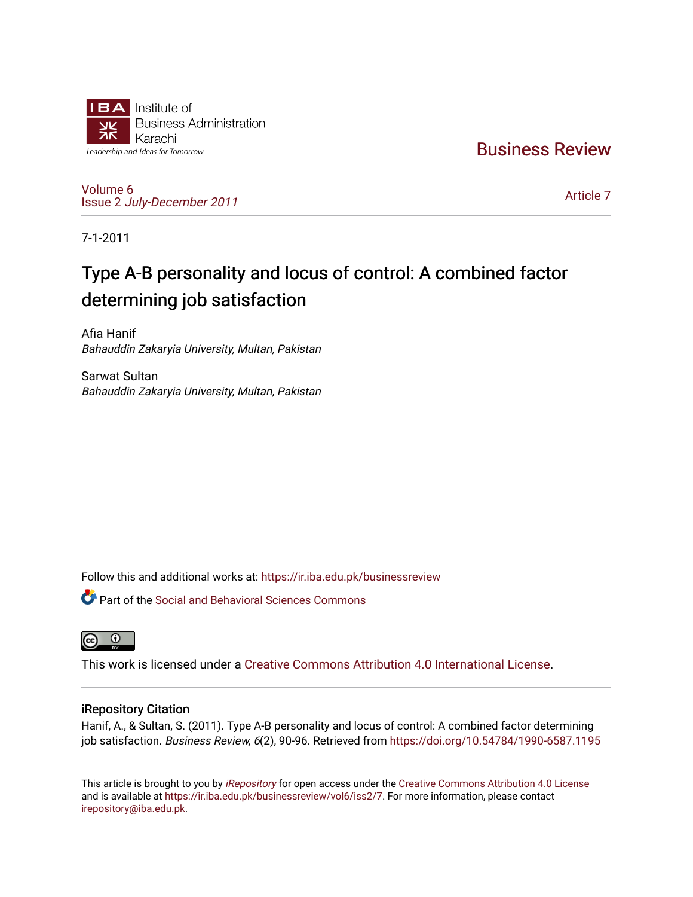Institute of Business Administration Karachi

Leadership and Ideas for Tomorrow

# Business Review

Volume 6
Issue 2 *July-December 2011*

Article 7

7-1-2011

# Type A-B personality and locus of control: A combined factor determining job satisfaction

Afia Hanif
*Bahauddin Zakaryia University, Multan, Pakistan*

Sarwat Sultan
*Bahauddin Zakaryia University, Multan, Pakistan*

Follow this and additional works at: https://ir.iba.edu.pk/businessreview

Part of the Social and Behavioral Sciences Commons

This work is licensed under a Creative Commons Attribution 4.0 International License.

## iRepository Citation

Hanif, A., & Sultan, S. (2011). Type A-B personality and locus of control: A combined factor determining job satisfaction. *Business Review, 6*(2), 90-96. Retrieved from https://doi.org/10.54784/1990-6587.1195

This article is brought to you by *iRepository* for open access under the Creative Commons Attribution 4.0 License and is available at https://ir.iba.edu.pk/businessreview/vol6/iss2/7. For more information, please contact irepository@iba.edu.pk.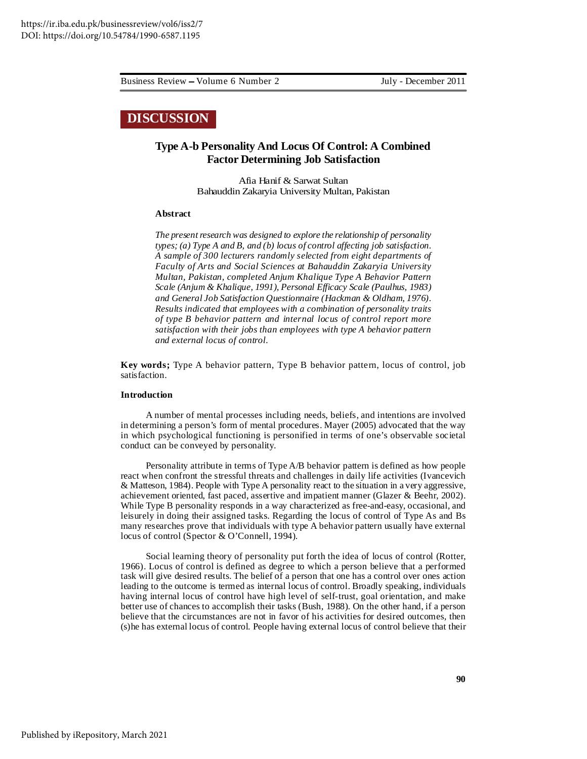https://ir.iba.edu.pk/businessreview/vol6/iss2/7
DOI: https://doi.org/10.54784/1990-6587.1195

**DISCUSSION**

# Type A-b Personality And Locus Of Control: A Combined Factor Determining Job Satisfaction

Afia Hanif & Sarwat Sultan
Bahauddin Zakaryia University Multan, Pakistan

### Abstract

*The present research was designed to explore the relationship of personality types; (a) Type A and B, and (b) locus of control affecting job satisfaction. A sample of 300 lecturers randomly selected from eight departments of Faculty of Arts and Social Sciences at Bahauddin Zakaryia University Multan, Pakistan, completed Anjum Khalique Type A Behavior Pattern Scale (Anjum & Khalique, 1991), Personal Efficacy Scale (Paulhus, 1983) and General Job Satisfaction Questionnaire (Hackman & Oldham, 1976). Results indicated that employees with a combination of personality traits of type B behavior pattern and internal locus of control report more satisfaction with their jobs than employees with type A behavior pattern and external locus of control.*

**Key words;** Type A behavior pattern, Type B behavior pattern, locus of control, job satisfaction.

### Introduction

A number of mental processes including needs, beliefs, and intentions are involved in determining a person's form of mental procedures. Mayer (2005) advocated that the way in which psychological functioning is personified in terms of one's observable societal conduct can be conveyed by personality.

Personality attribute in terms of Type A/B behavior pattern is defined as how people react when confront the stressful threats and challenges in daily life activities (Ivancevich & Matteson, 1984). People with Type A personality react to the situation in a very aggressive, achievement oriented, fast paced, assertive and impatient manner (Glazer & Beehr, 2002). While Type B personality responds in a way characterized as free-and-easy, occasional, and leisurely in doing their assigned tasks. Regarding the locus of control of Type As and Bs many researches prove that individuals with type A behavior pattern usually have external locus of control (Spector & O'Connell, 1994).

Social learning theory of personality put forth the idea of locus of control (Rotter, 1966). Locus of control is defined as degree to which a person believe that a performed task will give desired results. The belief of a person that one has a control over ones action leading to the outcome is termed as internal locus of control. Broadly speaking, individuals having internal locus of control have high level of self-trust, goal orientation, and make better use of chances to accomplish their tasks (Bush, 1988). On the other hand, if a person believe that the circumstances are not in favor of his activities for desired outcomes, then (s)he has external locus of control. People having external locus of control believe that their

Published by iRepository, March 2021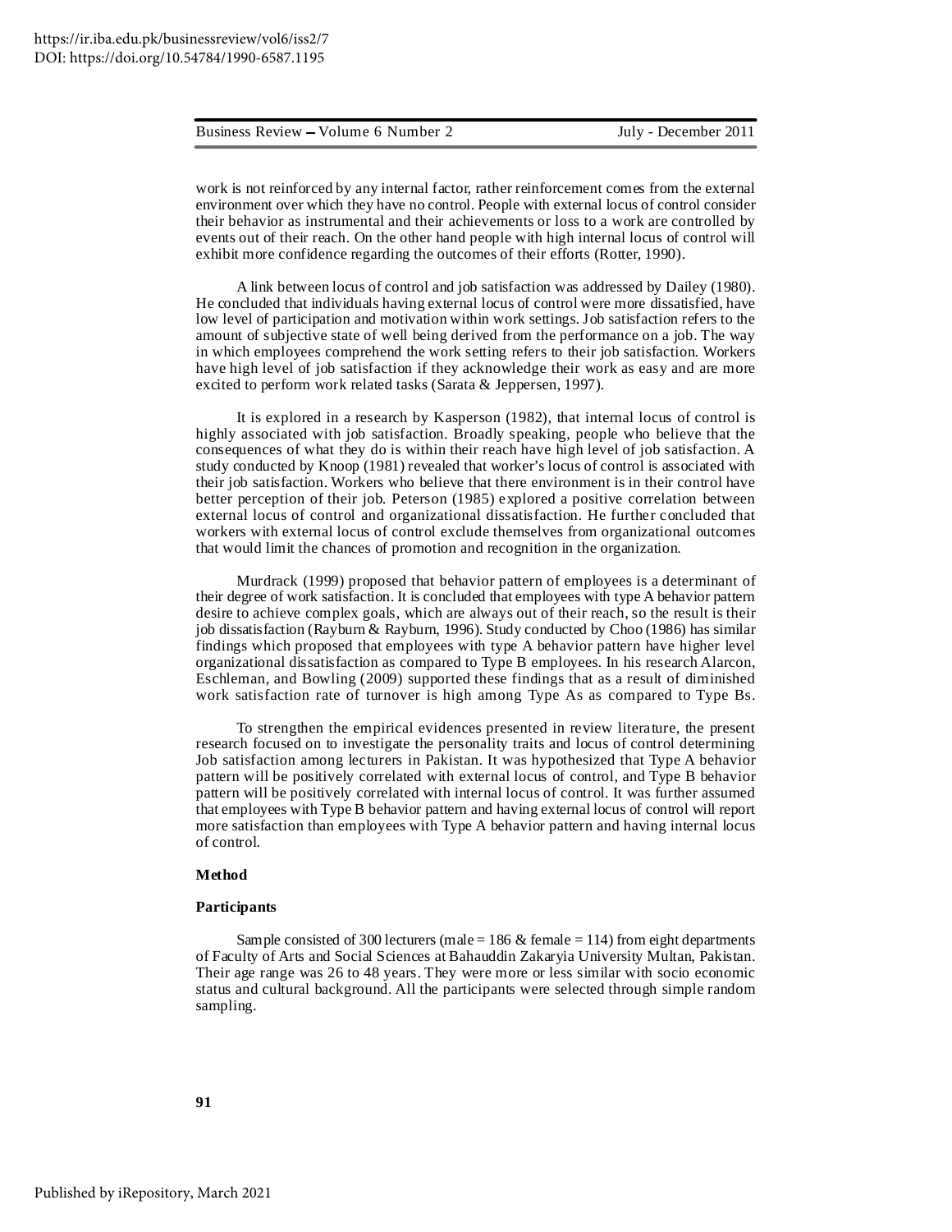work is not reinforced by any internal factor, rather reinforcement comes from the external environment over which they have no control. People with external locus of control consider their behavior as instrumental and their achievements or loss to a work are controlled by events out of their reach. On the other hand people with high internal locus of control will exhibit more confidence regarding the outcomes of their efforts (Rotter, 1990).

A link between locus of control and job satisfaction was addressed by Dailey (1980). He concluded that individuals having external locus of control were more dissatisfied, have low level of participation and motivation within work settings. Job satisfaction refers to the amount of subjective state of well being derived from the performance on a job. The way in which employees comprehend the work setting refers to their job satisfaction. Workers have high level of job satisfaction if they acknowledge their work as easy and are more excited to perform work related tasks (Sarata & Jeppersen, 1997).

It is explored in a research by Kasperson (1982), that internal locus of control is highly associated with job satisfaction. Broadly speaking, people who believe that the consequences of what they do is within their reach have high level of job satisfaction. A study conducted by Knoop (1981) revealed that worker's locus of control is associated with their job satisfaction. Workers who believe that there environment is in their control have better perception of their job. Peterson (1985) explored a positive correlation between external locus of control and organizational dissatisfaction. He further concluded that workers with external locus of control exclude themselves from organizational outcomes that would limit the chances of promotion and recognition in the organization.

Murdrack (1999) proposed that behavior pattern of employees is a determinant of their degree of work satisfaction. It is concluded that employees with type A behavior pattern desire to achieve complex goals, which are always out of their reach, so the result is their job dissatisfaction (Rayburn & Rayburn, 1996). Study conducted by Choo (1986) has similar findings which proposed that employees with type A behavior pattern have higher level organizational dissatisfaction as compared to Type B employees. In his research Alarcon, Eschleman, and Bowling (2009) supported these findings that as a result of diminished work satisfaction rate of turnover is high among Type As as compared to Type Bs.

To strengthen the empirical evidences presented in review literature, the present research focused on to investigate the personality traits and locus of control determining Job satisfaction among lecturers in Pakistan. It was hypothesized that Type A behavior pattern will be positively correlated with external locus of control, and Type B behavior pattern will be positively correlated with internal locus of control. It was further assumed that employees with Type B behavior pattern and having external locus of control will report more satisfaction than employees with Type A behavior pattern and having internal locus of control.

## Method

### Participants

Sample consisted of 300 lecturers (male = 186 & female = 114) from eight departments of Faculty of Arts and Social Sciences at Bahauddin Zakaryia University Multan, Pakistan. Their age range was 26 to 48 years. They were more or less similar with socio economic status and cultural background. All the participants were selected through simple random sampling.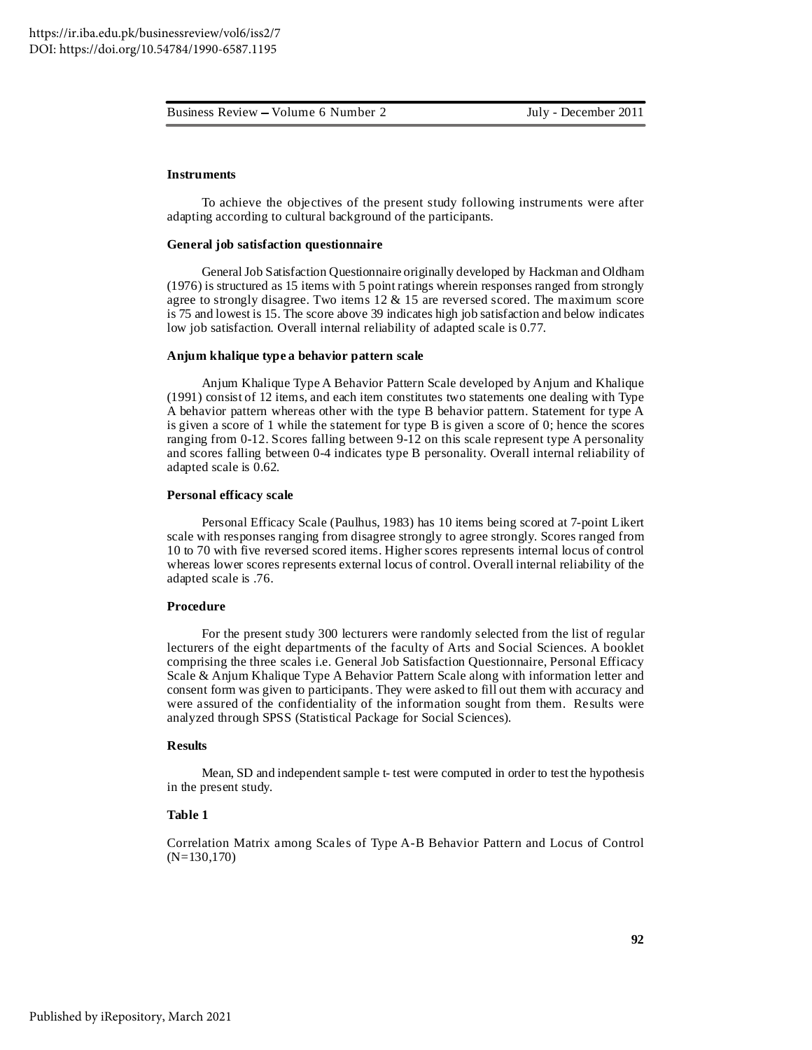### Instruments

To achieve the objectives of the present study following instruments were after adapting according to cultural background of the participants.

#### General job satisfaction questionnaire

General Job Satisfaction Questionnaire originally developed by Hackman and Oldham (1976) is structured as 15 items with 5 point ratings wherein responses ranged from strongly agree to strongly disagree. Two items 12 & 15 are reversed scored. The maximum score is 75 and lowest is 15. The score above 39 indicates high job satisfaction and below indicates low job satisfaction. Overall internal reliability of adapted scale is 0.77.

#### Anjum khalique type a behavior pattern scale

Anjum Khalique Type A Behavior Pattern Scale developed by Anjum and Khalique (1991) consist of 12 items, and each item constitutes two statements one dealing with Type A behavior pattern whereas other with the type B behavior pattern. Statement for type A is given a score of 1 while the statement for type B is given a score of 0; hence the scores ranging from 0-12. Scores falling between 9-12 on this scale represent type A personality and scores falling between 0-4 indicates type B personality. Overall internal reliability of adapted scale is 0.62.

#### Personal efficacy scale

Personal Efficacy Scale (Paulhus, 1983) has 10 items being scored at 7-point Likert scale with responses ranging from disagree strongly to agree strongly. Scores ranged from 10 to 70 with five reversed scored items. Higher scores represents internal locus of control whereas lower scores represents external locus of control. Overall internal reliability of the adapted scale is .76.

### Procedure

For the present study 300 lecturers were randomly selected from the list of regular lecturers of the eight departments of the faculty of Arts and Social Sciences. A booklet comprising the three scales i.e. General Job Satisfaction Questionnaire, Personal Efficacy Scale & Anjum Khalique Type A Behavior Pattern Scale along with information letter and consent form was given to participants. They were asked to fill out them with accuracy and were assured of the confidentiality of the information sought from them. Results were analyzed through SPSS (Statistical Package for Social Sciences).

### Results

Mean, SD and independent sample t- test were computed in order to test the hypothesis in the present study.

**Table 1**

Correlation Matrix among Scales of Type A-B Behavior Pattern and Locus of Control (N=130,170)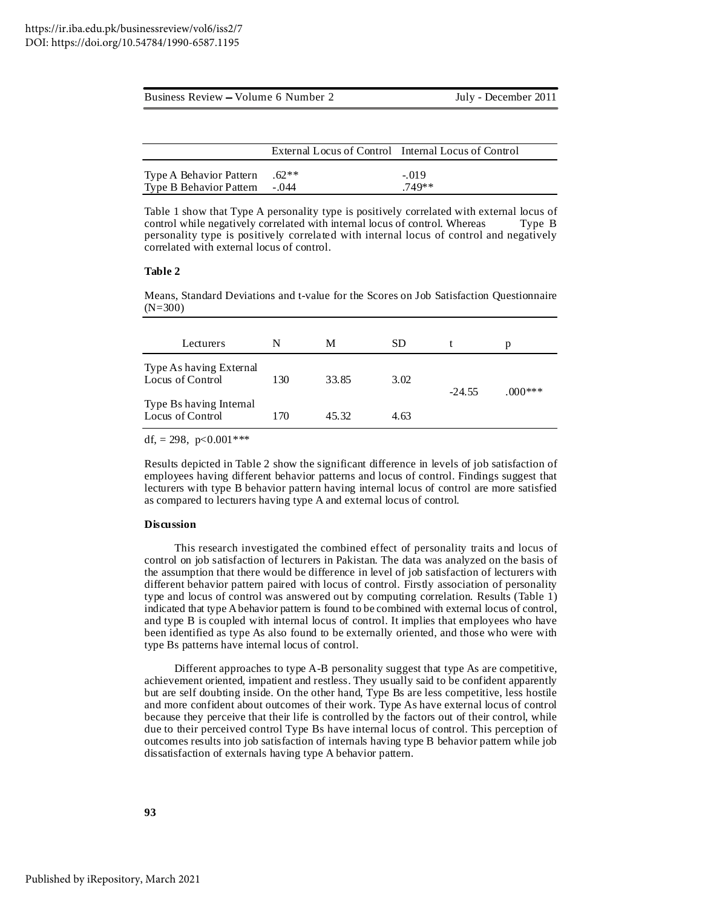| | External Locus of Control | Internal Locus of Control |
|---|---|---|
| Type A Behavior Pattern | .62** | -.019 |
| Type B Behavior Pattern | -.044 | .749** |

Table 1 show that Type A personality type is positively correlated with external locus of control while negatively correlated with internal locus of control. Whereas Type B personality type is positively correlated with internal locus of control and negatively correlated with external locus of control.

**Table 2**

Means, Standard Deviations and t-value for the Scores on Job Satisfaction Questionnaire (N=300)

| Lecturers | N | M | SD | t | p |
|---|---|---|---|---|---|
| Type As having External Locus of Control | 130 | 33.85 | 3.02 | -24.55 | .000*** |
| Type Bs having Internal Locus of Control | 170 | 45.32 | 4.63 | | |

df, = 298, $p<0.001$***

Results depicted in Table 2 show the significant difference in levels of job satisfaction of employees having different behavior patterns and locus of control. Findings suggest that lecturers with type B behavior pattern having internal locus of control are more satisfied as compared to lecturers having type A and external locus of control.

**Discussion**

This research investigated the combined effect of personality traits and locus of control on job satisfaction of lecturers in Pakistan. The data was analyzed on the basis of the assumption that there would be difference in level of job satisfaction of lecturers with different behavior pattern paired with locus of control. Firstly association of personality type and locus of control was answered out by computing correlation. Results (Table 1) indicated that type A behavior pattern is found to be combined with external locus of control, and type B is coupled with internal locus of control. It implies that employees who have been identified as type As also found to be externally oriented, and those who were with type Bs patterns have internal locus of control.

Different approaches to type A-B personality suggest that type As are competitive, achievement oriented, impatient and restless. They usually said to be confident apparently but are self doubting inside. On the other hand, Type Bs are less competitive, less hostile and more confident about outcomes of their work. Type As have external locus of control because they perceive that their life is controlled by the factors out of their control, while due to their perceived control Type Bs have internal locus of control. This perception of outcomes results into job satisfaction of internals having type B behavior pattern while job dissatisfaction of externals having type A behavior pattern.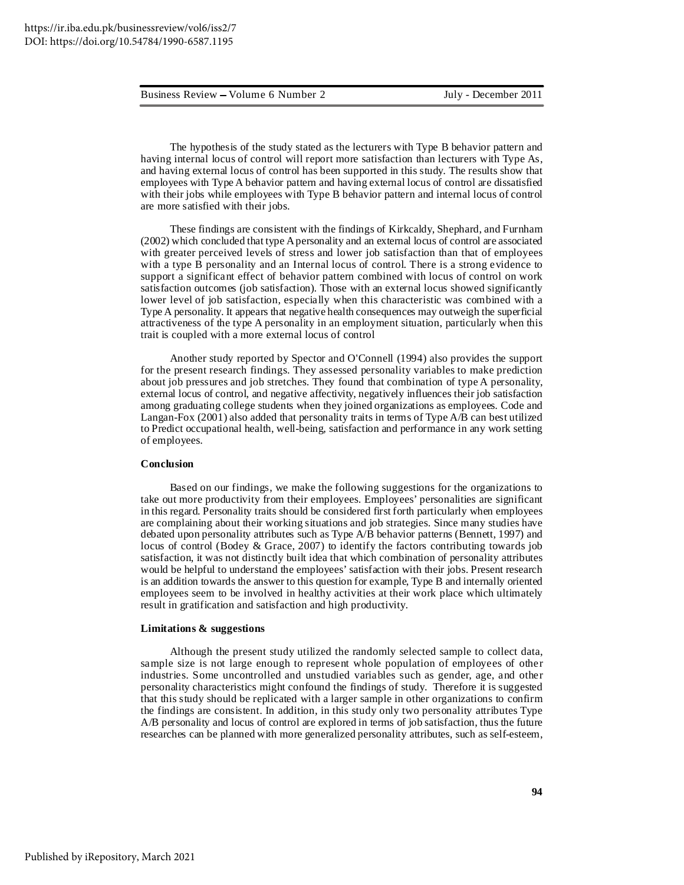The hypothesis of the study stated as the lecturers with Type B behavior pattern and having internal locus of control will report more satisfaction than lecturers with Type As, and having external locus of control has been supported in this study. The results show that employees with Type A behavior pattern and having external locus of control are dissatisfied with their jobs while employees with Type B behavior pattern and internal locus of control are more satisfied with their jobs.

These findings are consistent with the findings of Kirkcaldy, Shephard, and Furnham (2002) which concluded that type A personality and an external locus of control are associated with greater perceived levels of stress and lower job satisfaction than that of employees with a type B personality and an Internal locus of control. There is a strong evidence to support a significant effect of behavior pattern combined with locus of control on work satisfaction outcomes (job satisfaction). Those with an external locus showed significantly lower level of job satisfaction, especially when this characteristic was combined with a Type A personality. It appears that negative health consequences may outweigh the superficial attractiveness of the type A personality in an employment situation, particularly when this trait is coupled with a more external locus of control

Another study reported by Spector and O'Connell (1994) also provides the support for the present research findings. They assessed personality variables to make prediction about job pressures and job stretches. They found that combination of type A personality, external locus of control, and negative affectivity, negatively influences their job satisfaction among graduating college students when they joined organizations as employees. Code and Langan-Fox (2001) also added that personality traits in terms of Type A/B can best utilized to Predict occupational health, well-being, satisfaction and performance in any work setting of employees.

**Conclusion**

Based on our findings, we make the following suggestions for the organizations to take out more productivity from their employees. Employees' personalities are significant in this regard. Personality traits should be considered first forth particularly when employees are complaining about their working situations and job strategies. Since many studies have debated upon personality attributes such as Type A/B behavior patterns (Bennett, 1997) and locus of control (Bodey & Grace, 2007) to identify the factors contributing towards job satisfaction, it was not distinctly built idea that which combination of personality attributes would be helpful to understand the employees' satisfaction with their jobs. Present research is an addition towards the answer to this question for example, Type B and internally oriented employees seem to be involved in healthy activities at their work place which ultimately result in gratification and satisfaction and high productivity.

**Limitations & suggestions**

Although the present study utilized the randomly selected sample to collect data, sample size is not large enough to represent whole population of employees of other industries. Some uncontrolled and unstudied variables such as gender, age, and other personality characteristics might confound the findings of study. Therefore it is suggested that this study should be replicated with a larger sample in other organizations to confirm the findings are consistent. In addition, in this study only two personality attributes Type A/B personality and locus of control are explored in terms of job satisfaction, thus the future researches can be planned with more generalized personality attributes, such as self-esteem,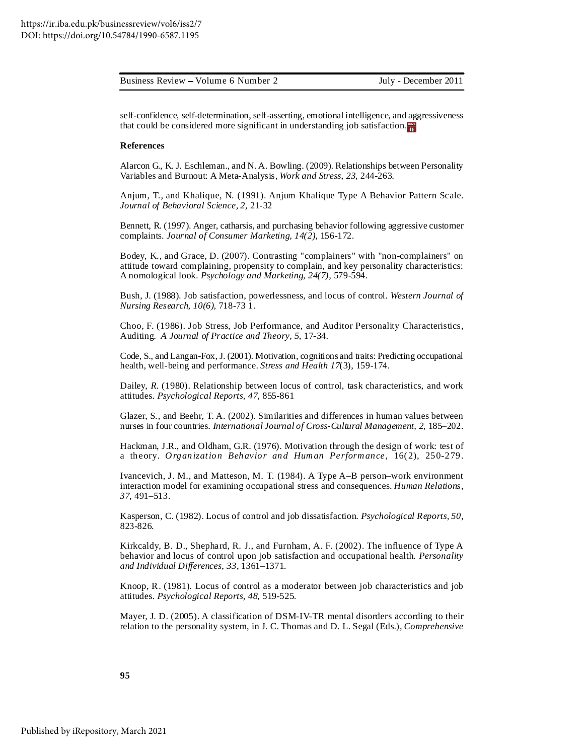self-confidence, self-determination, self-asserting, emotional intelligence, and aggressiveness that could be considered more significant in understanding job satisfaction.

**References**

Alarcon G., K. J. Eschleman., and N. A. Bowling. (2009). Relationships between Personality Variables and Burnout: A Meta-Analysis, *Work and Stress, 23,* 244-263.

Anjum, T., and Khalique, N. (1991). Anjum Khalique Type A Behavior Pattern Scale. *Journal of Behavioral Science, 2,* 21-32

Bennett, R. (1997). Anger, catharsis, and purchasing behavior following aggressive customer complaints. *Journal of Consumer Marketing, 14(2),* 156-172.

Bodey, K., and Grace, D. (2007). Contrasting "complainers" with "non-complainers" on attitude toward complaining, propensity to complain, and key personality characteristics: A nomological look. *Psychology and Marketing, 24(7),* 579-594.

Bush, J. (1988). Job satisfaction, powerlessness, and locus of control. *Western Journal of Nursing Research, 10(6),* 718-73 1.

Choo, F. (1986). Job Stress, Job Performance, and Auditor Personality Characteristics, Auditing. *A Journal of Practice and Theory, 5*, 17-34.

Code, S., and Langan-Fox, J. (2001). Motivation, cognitions and traits: Predicting occupational health, well-being and performance. *Stress and Health 17*(3), 159-174.

Dailey, *R.* (1980). Relationship between locus of control, task characteristics, and work attitudes. *Psychological Reports, 47*, 855-861

Glazer, S., and Beehr, T. A. (2002). Similarities and differences in human values between nurses in four countries. *International Journal of Cross-Cultural Management, 2,* 185–202.

Hackman, J.R., and Oldham, G.R. (1976). Motivation through the design of work: test of a theory. *Organization Behavior and Human Performance,* 16(2), 250-279.

Ivancevich, J. M., and Matteson, M. T. (1984). A Type A–B person–work environment interaction model for examining occupational stress and consequences. *Human Relations*, *37*, 491–513.

Kasperson, C. (1982). Locus of control and job dissatisfaction. *Psychological Reports, 50,* 823-826.

Kirkcaldy, B. D., Shephard, R. J., and Furnham, A. F. (2002). The influence of Type A behavior and locus of control upon job satisfaction and occupational health. *Personality and Individual Differences, 33*, 1361–1371.

Knoop, R. (1981). Locus of control as a moderator between job characteristics and job attitudes. *Psychological Reports, 48*, 519-525.

Mayer, J. D. (2005). A classification of DSM-IV-TR mental disorders according to their relation to the personality system, in J. C. Thomas and D. L. Segal (Eds.), *Comprehensive*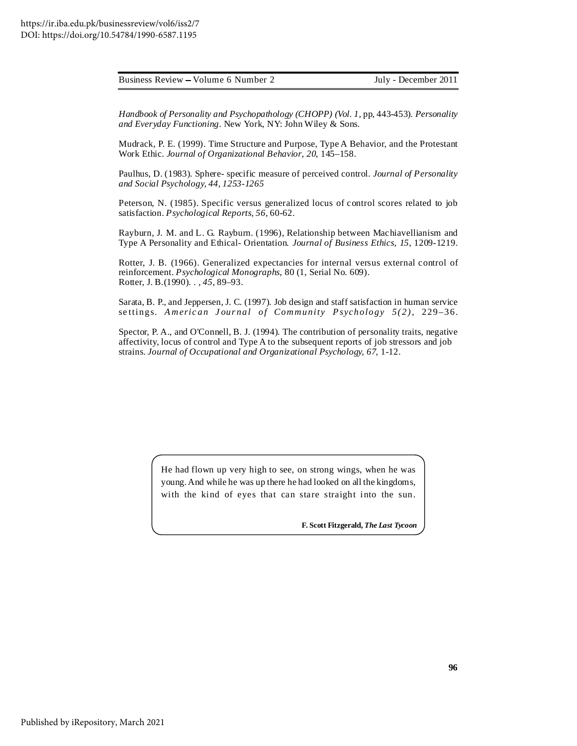*Handbook of Personality and Psychopathology (CHOPP) (Vol. 1,* pp, 443-453). *Personality and Everyday Functioning*. New York, NY: John Wiley & Sons.

Mudrack, P. E. (1999). Time Structure and Purpose, Type A Behavior, and the Protestant Work Ethic. *Journal of Organizational Behavior*, *20*, 145–158.

Paulhus, D. (1983). Sphere- specific measure of perceived control. *Journal of Personality and Social Psychology, 44, 1253-1265*

Peterson, N. (1985). Specific versus generalized locus of control scores related to job satisfaction. *Psychological Reports*, *56*, 60-62.

Rayburn, J. M. and L. G. Rayburn. (1996), Relationship between Machiavellianism and Type A Personality and Ethical- Orientation. *Journal of Business Ethics*, *15*, 1209-1219.

Rotter, J. B. (1966). Generalized expectancies for internal versus external control of reinforcement. *Psychological Monographs*, 80 (1, Serial No. 609).
Rotter, J. B.(1990). . , *45*, 89–93.

Sarata, B. P., and Jeppersen, J. C. (1997). Job design and staff satisfaction in human service settings. *American Journal of Community Psychology 5(2)*, 229–36.

Spector, P. A., and O'Connell, B. J. (1994). The contribution of personality traits, negative affectivity, locus of control and Type A to the subsequent reports of job stressors and job strains. *Journal of Occupational and Organizational Psychology, 67,* 1-12.

> He had flown up very high to see, on strong wings, when he was young. And while he was up there he had looked on all the kingdoms, with the kind of eyes that can stare straight into the sun.
>
> **F. Scott Fitzgerald, *The Last Tycoon***